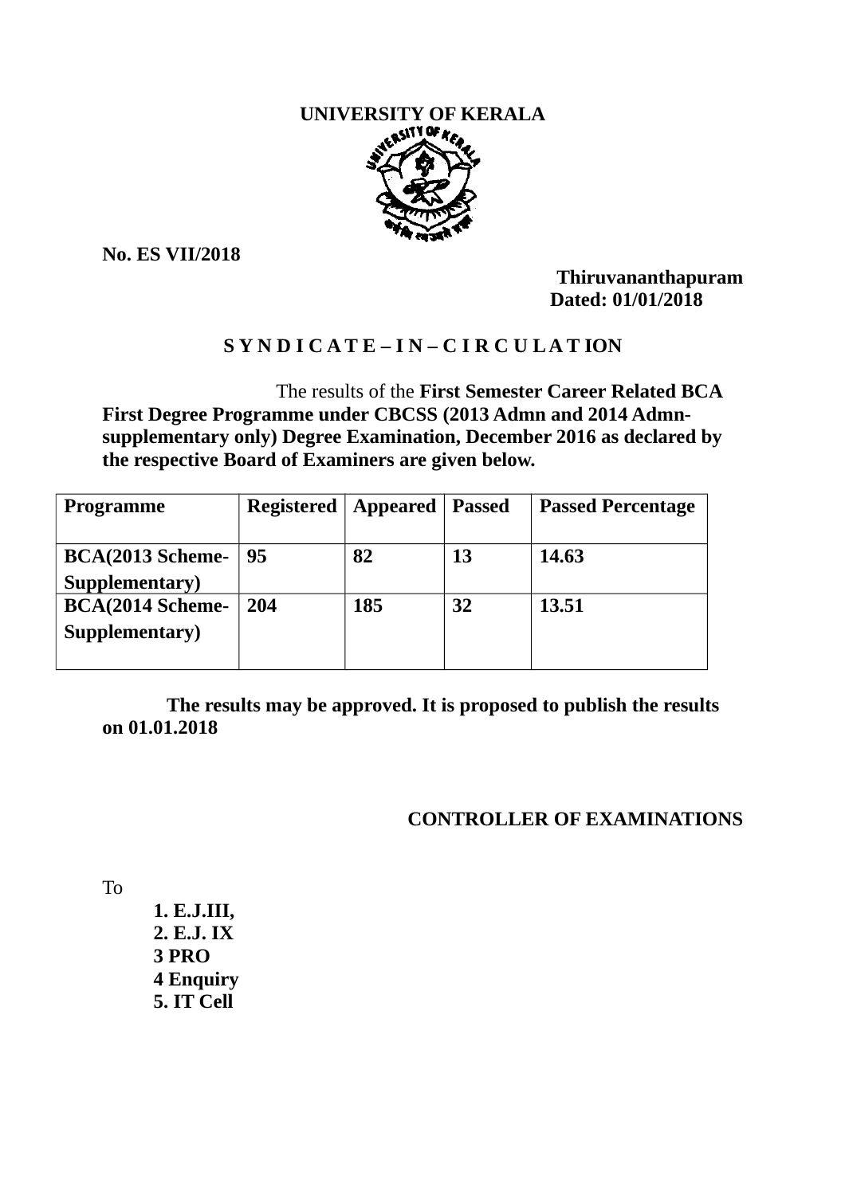# UNIVERSITY OF KERALA

**No. ES VII/2018**

**Thiruvananthapuram**
**Dated: 01/01/2018**

## S Y N D I C A T E – I N – C I R C U L A T ION

The results of the **First Semester Career Related BCA First Degree Programme under CBCSS (2013 Admn and 2014 Admn-supplementary only) Degree Examination, December 2016 as declared by the respective Board of Examiners are given below.**

| Programme | Registered | Appeared | Passed | Passed Percentage |
|---|---|---|---|---|
| BCA(2013 Scheme-Supplementary) | 95 | 82 | 13 | 14.63 |
| BCA(2014 Scheme-Supplementary) | 204 | 185 | 32 | 13.51 |

**The results may be approved. It is proposed to publish the results on 01.01.2018**

**CONTROLLER OF EXAMINATIONS**

To

**1. E.J.III,**
**2. E.J. IX**
**3 PRO**
**4 Enquiry**
**5. IT Cell**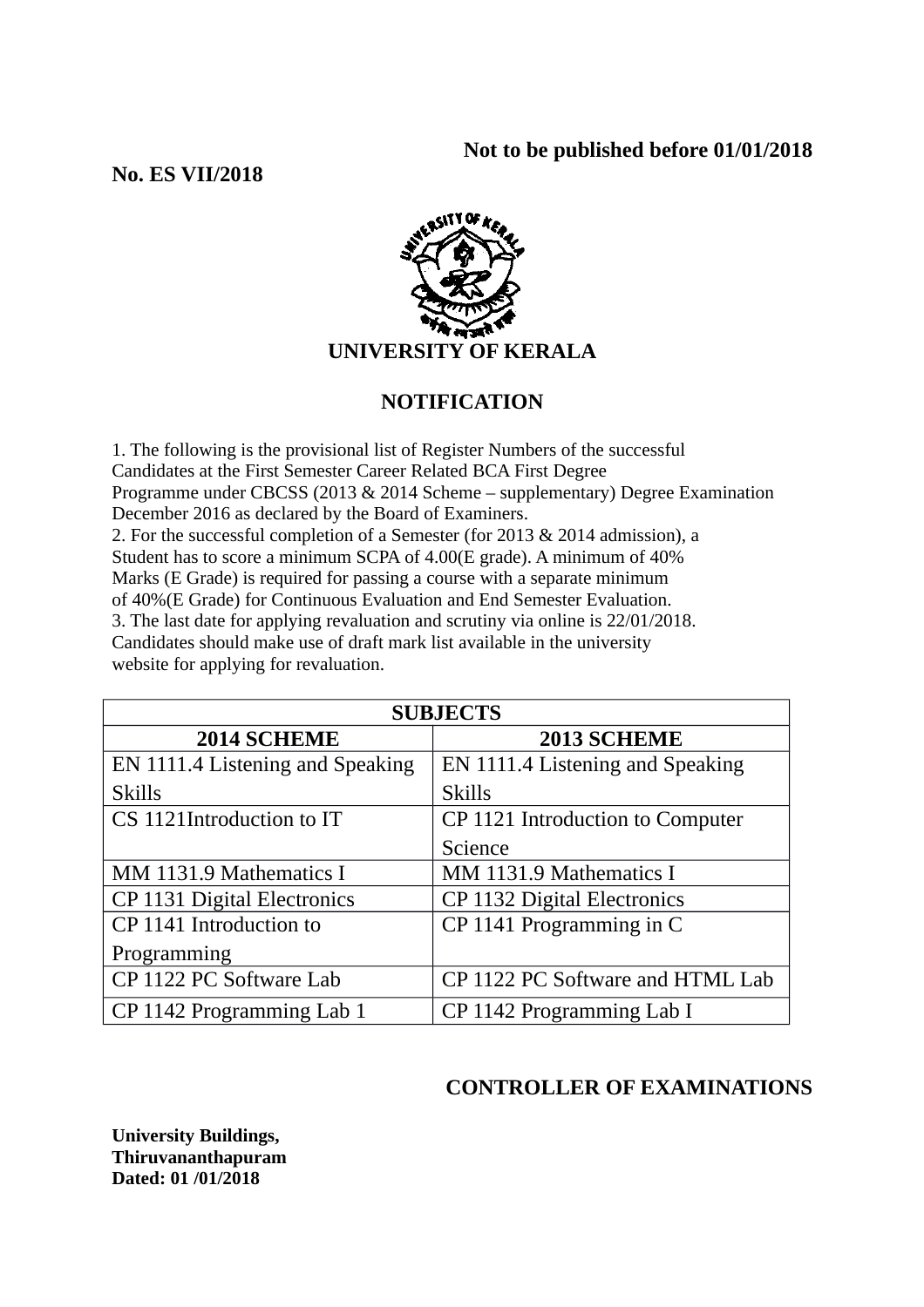**Not to be published before 01/01/2018**

**No. ES VII/2018**

# UNIVERSITY OF KERALA

## NOTIFICATION

1. The following is the provisional list of Register Numbers of the successful Candidates at the First Semester Career Related BCA First Degree Programme under CBCSS (2013 & 2014 Scheme – supplementary) Degree Examination December 2016 as declared by the Board of Examiners.
2. For the successful completion of a Semester (for 2013 & 2014 admission), a Student has to score a minimum SCPA of 4.00(E grade). A minimum of 40% Marks (E Grade) is required for passing a course with a separate minimum of 40%(E Grade) for Continuous Evaluation and End Semester Evaluation.
3. The last date for applying revaluation and scrutiny via online is 22/01/2018. Candidates should make use of draft mark list available in the university website for applying for revaluation.

| **SUBJECTS** | |
|---|---|
| **2014 SCHEME** | **2013 SCHEME** |
| EN 1111.4 Listening and Speaking Skills | EN 1111.4 Listening and Speaking Skills |
| CS 1121Introduction to IT | CP 1121 Introduction to Computer Science |
| MM 1131.9 Mathematics I | MM 1131.9 Mathematics I |
| CP 1131 Digital Electronics | CP 1132 Digital Electronics |
| CP 1141 Introduction to Programming | CP 1141 Programming in C |
| CP 1122 PC Software Lab | CP 1122 PC Software and HTML Lab |
| CP 1142 Programming Lab 1 | CP 1142 Programming Lab I |

**CONTROLLER OF EXAMINATIONS**

**University Buildings,**
**Thiruvananthapuram**
**Dated: 01 /01/2018**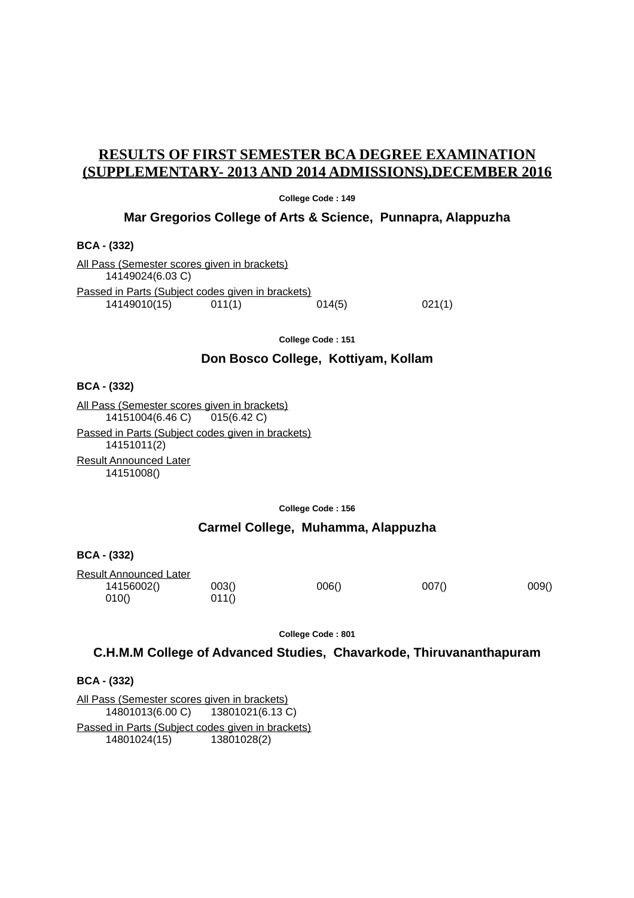# RESULTS OF FIRST SEMESTER BCA DEGREE EXAMINATION (SUPPLEMENTARY- 2013 AND 2014 ADMISSIONS),DECEMBER 2016

**College Code : 149**

## Mar Gregorios College of Arts & Science, Punnapra, Alappuzha

**BCA - (332)**

All Pass (Semester scores given in brackets)

14149024(6.03 C)

Passed in Parts (Subject codes given in brackets)

14149010(15) 011(1) 014(5) 021(1)

**College Code : 151**

## Don Bosco College, Kottiyam, Kollam

**BCA - (332)**

All Pass (Semester scores given in brackets)

14151004(6.46 C) 015(6.42 C)

Passed in Parts (Subject codes given in brackets)

14151011(2)

Result Announced Later

14151008()

**College Code : 156**

## Carmel College, Muhamma, Alappuzha

**BCA - (332)**

Result Announced Later

14156002() 003() 006() 007() 009()
010() 011()

**College Code : 801**

## C.H.M.M College of Advanced Studies, Chavarkode, Thiruvananthapuram

**BCA - (332)**

All Pass (Semester scores given in brackets)

14801013(6.00 C) 13801021(6.13 C)

Passed in Parts (Subject codes given in brackets)

14801024(15) 13801028(2)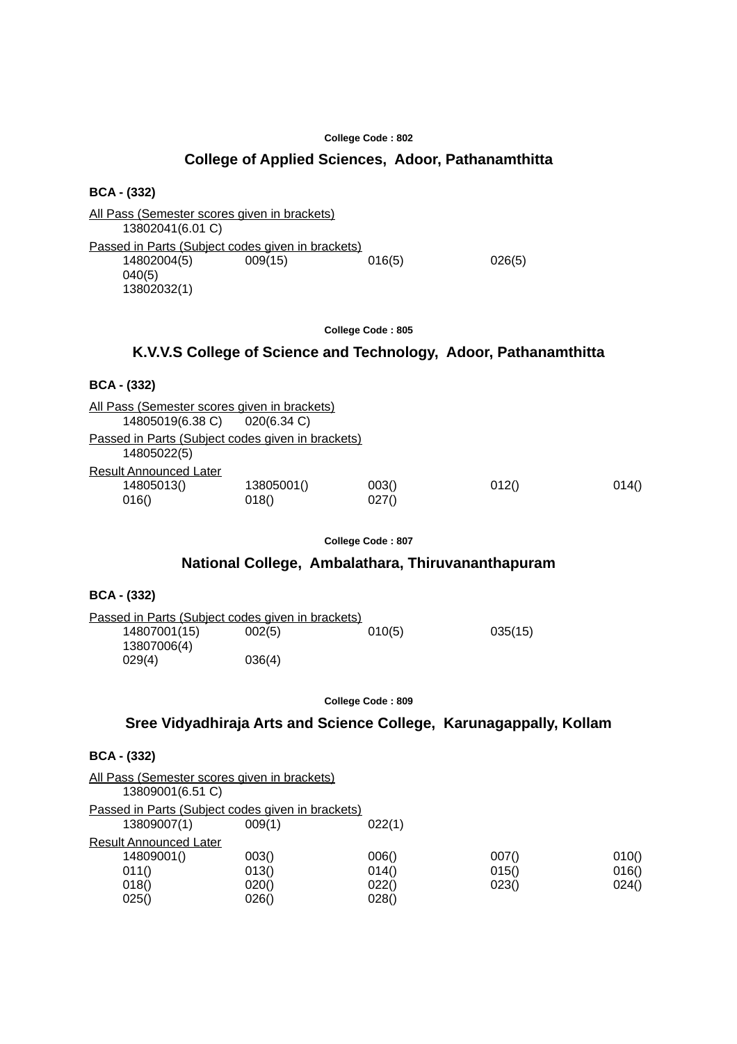College Code : 802

## College of Applied Sciences,  Adoor, Pathanamthitta

**BCA - (332)**

All Pass (Semester scores given in brackets)

13802041(6.01 C)

Passed in Parts (Subject codes given in brackets)

| | | | | |
|---|---|---|---|---|
| 14802004(5) | 009(15) | 016(5) | 026(5) | |
| 040(5) | | | | |
| 13802032(1) | | | | |

College Code : 805

## K.V.V.S College of Science and Technology,  Adoor, Pathanamthitta

**BCA - (332)**

All Pass (Semester scores given in brackets)

14805019(6.38 C)     020(6.34 C)

Passed in Parts (Subject codes given in brackets)

14805022(5)

Result Announced Later

| | | | | |
|---|---|---|---|---|
| 14805013() | 13805001() | 003() | 012() | 014() |
| 016() | 018() | 027() | | |

College Code : 807

## National College,  Ambalathara, Thiruvananthapuram

**BCA - (332)**

Passed in Parts (Subject codes given in brackets)

| | | | | |
|---|---|---|---|---|
| 14807001(15) | 002(5) | 010(5) | 035(15) | |
| 13807006(4) | | | | |
| 029(4) | 036(4) | | | |

College Code : 809

## Sree Vidyadhiraja Arts and Science College,  Karunagappally, Kollam

**BCA - (332)**

All Pass (Semester scores given in brackets)

13809001(6.51 C)

Passed in Parts (Subject codes given in brackets)

13809007(1)     009(1)     022(1)

Result Announced Later

| | | | | |
|---|---|---|---|---|
| 14809001() | 003() | 006() | 007() | 010() |
| 011() | 013() | 014() | 015() | 016() |
| 018() | 020() | 022() | 023() | 024() |
| 025() | 026() | 028() | | |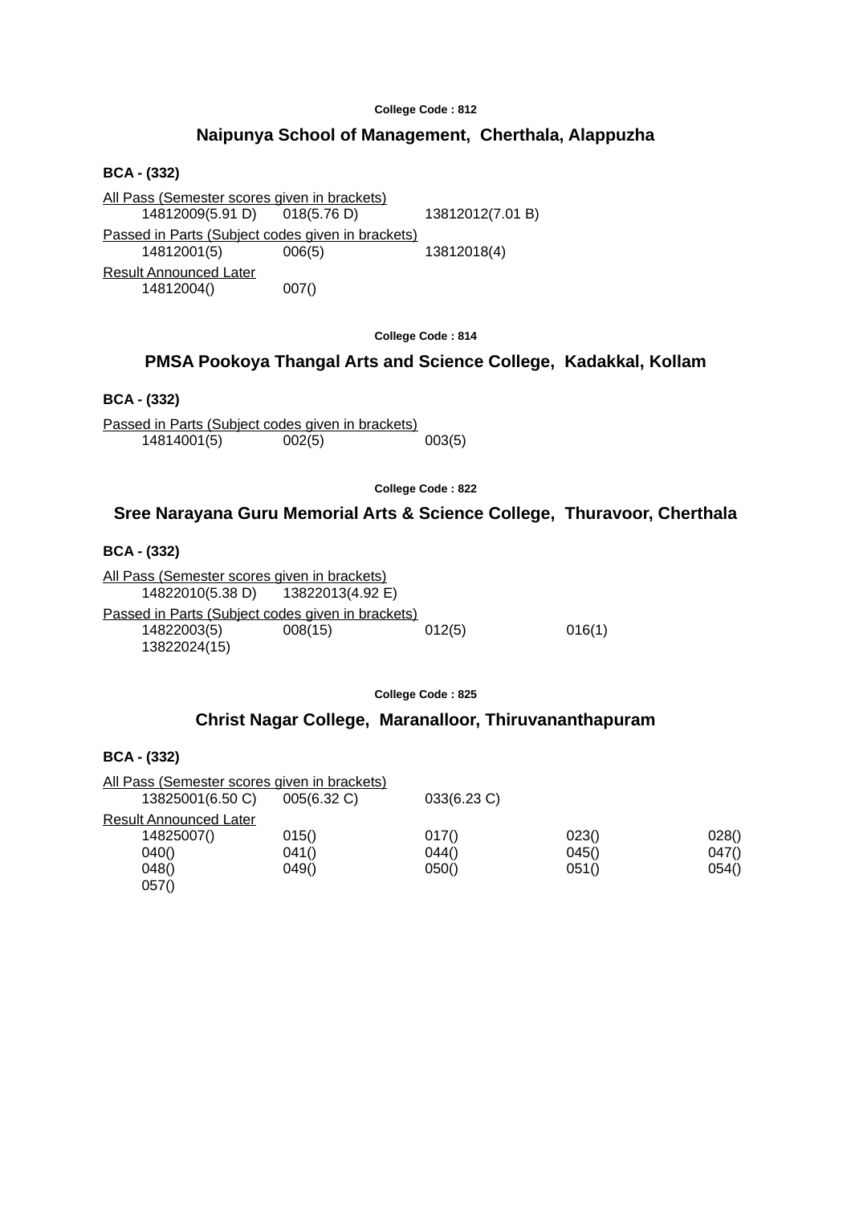College Code : 812

## Naipunya School of Management, Cherthala, Alappuzha

**BCA - (332)**

All Pass (Semester scores given in brackets)

| | | |
|---|---|---|
| 14812009(5.91 D) | 018(5.76 D) | 13812012(7.01 B) |

Passed in Parts (Subject codes given in brackets)

| | | |
|---|---|---|
| 14812001(5) | 006(5) | 13812018(4) |

Result Announced Later

| | |
|---|---|
| 14812004() | 007() |

College Code : 814

## PMSA Pookoya Thangal Arts and Science College, Kadakkal, Kollam

**BCA - (332)**

Passed in Parts (Subject codes given in brackets)

| | | |
|---|---|---|
| 14814001(5) | 002(5) | 003(5) |

College Code : 822

## Sree Narayana Guru Memorial Arts & Science College, Thuravoor, Cherthala

**BCA - (332)**

All Pass (Semester scores given in brackets)

| | |
|---|---|
| 14822010(5.38 D) | 13822013(4.92 E) |

Passed in Parts (Subject codes given in brackets)

| | | | |
|---|---|---|---|
| 14822003(5) | 008(15) | 012(5) | 016(1) |
| 13822024(15) | | | |

College Code : 825

## Christ Nagar College, Maranalloor, Thiruvananthapuram

**BCA - (332)**

All Pass (Semester scores given in brackets)

| | | |
|---|---|---|
| 13825001(6.50 C) | 005(6.32 C) | 033(6.23 C) |

Result Announced Later

| | | | | |
|---|---|---|---|---|
| 14825007() | 015() | 017() | 023() | 028() |
| 040() | 041() | 044() | 045() | 047() |
| 048() | 049() | 050() | 051() | 054() |
| 057() | | | | |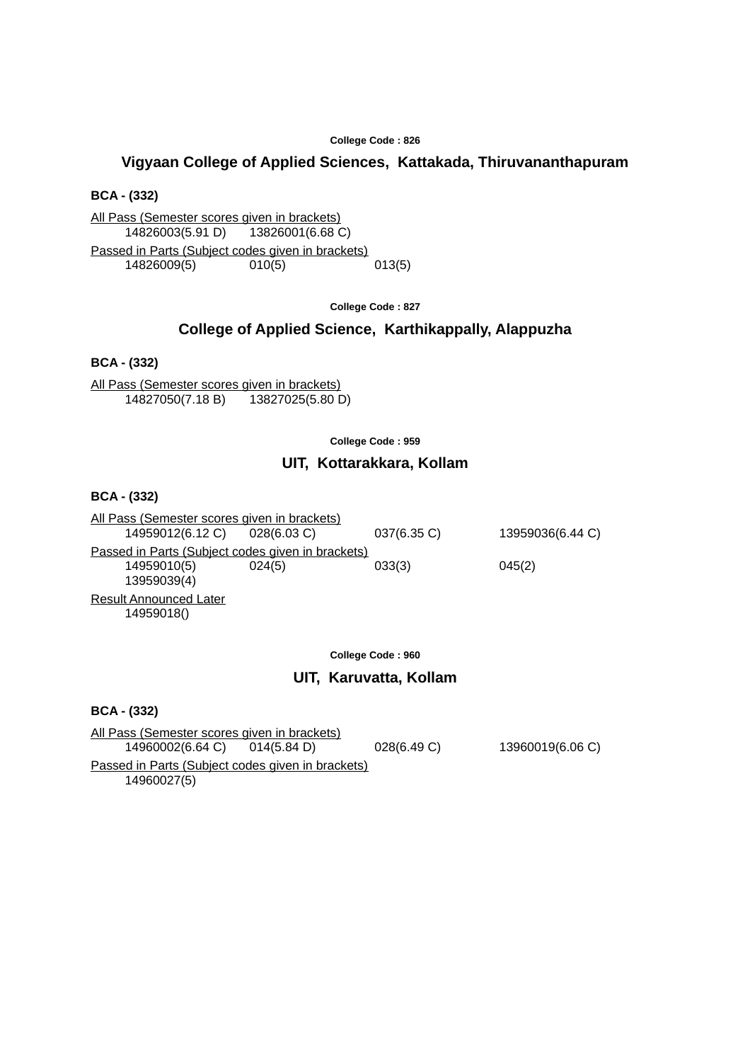College Code : 826

## Vigyaan College of Applied Sciences, Kattakada, Thiruvananthapuram

**BCA - (332)**

All Pass (Semester scores given in brackets)

14826003(5.91 D) 13826001(6.68 C)

Passed in Parts (Subject codes given in brackets)

14826009(5) 010(5) 013(5)

College Code : 827

## College of Applied Science, Karthikappally, Alappuzha

**BCA - (332)**

All Pass (Semester scores given in brackets)

14827050(7.18 B) 13827025(5.80 D)

College Code : 959

## UIT, Kottarakkara, Kollam

**BCA - (332)**

All Pass (Semester scores given in brackets)

14959012(6.12 C) 028(6.03 C) 037(6.35 C) 13959036(6.44 C)

Passed in Parts (Subject codes given in brackets)

14959010(5) 024(5) 033(3) 045(2)
13959039(4)

Result Announced Later

14959018()

College Code : 960

## UIT, Karuvatta, Kollam

**BCA - (332)**

All Pass (Semester scores given in brackets)

14960002(6.64 C) 014(5.84 D) 028(6.49 C) 13960019(6.06 C)

Passed in Parts (Subject codes given in brackets)

14960027(5)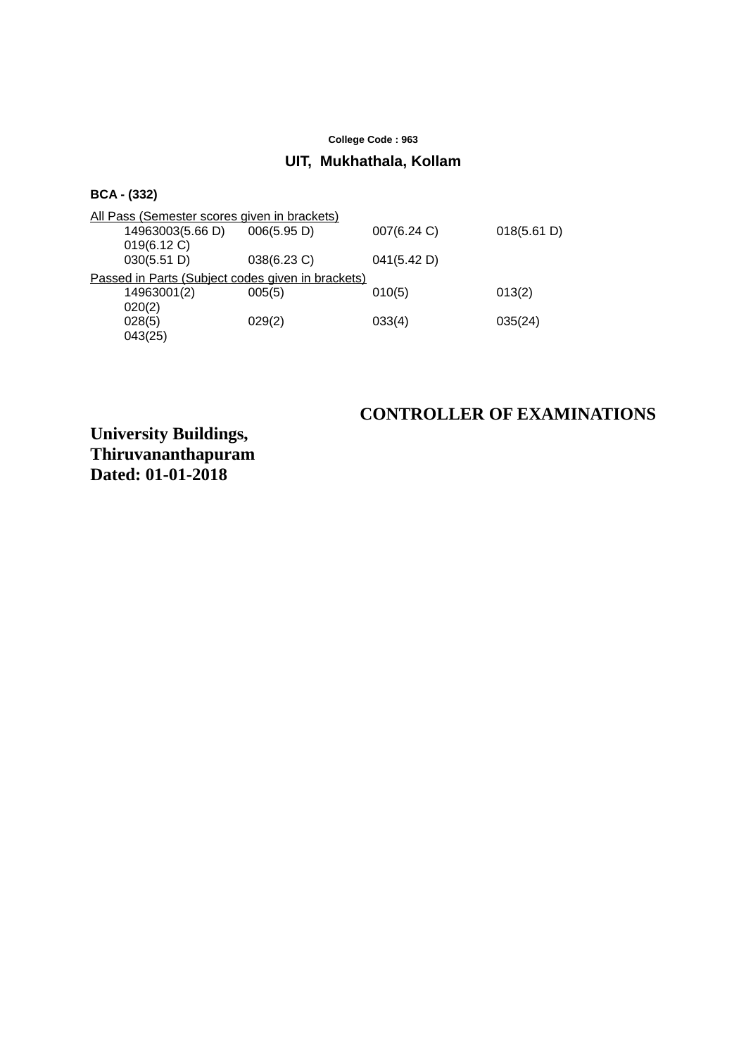**College Code : 963**

## UIT, Mukhathala, Kollam

**BCA - (332)**

All Pass (Semester scores given in brackets)

14963003(5.66 D) 006(5.95 D) 007(6.24 C) 018(5.61 D) 019(6.12 C)
030(5.51 D) 038(6.23 C) 041(5.42 D)

Passed in Parts (Subject codes given in brackets)

14963001(2) 005(5) 010(5) 013(2) 020(2)
028(5) 029(2) 033(4) 035(24) 043(25)

**CONTROLLER OF EXAMINATIONS**

**University Buildings,**
**Thiruvananthapuram**
**Dated: 01-01-2018**